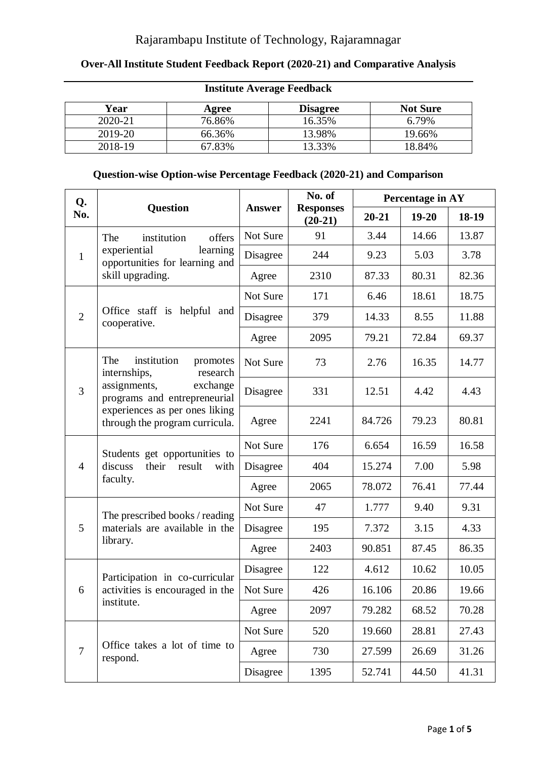# Rajarambapu Institute of Technology, Rajaramnagar

## Over-All Institute Student Feedback Report (2020-21) and Comparative Analysis

### Institute Average Feedback

| Year | Agree | Disagree | Not Sure |
|---|---|---|---|
| 2020-21 | 76.86% | 16.35% | 6.79% |
| 2019-20 | 66.36% | 13.98% | 19.66% |
| 2018-19 | 67.83% | 13.33% | 18.84% |

### Question-wise Option-wise Percentage Feedback (2020-21) and Comparison

| Q. No. | Question | Answer | No. of Responses (20-21) | Percentage in AY | | |
|---|---|---|---|---|---|---|
| | | | | 20-21 | 19-20 | 18-19 |
| 1 | The institution offers experiential learning opportunities for learning and skill upgrading. | Not Sure | 91 | 3.44 | 14.66 | 13.87 |
| | | Disagree | 244 | 9.23 | 5.03 | 3.78 |
| | | Agree | 2310 | 87.33 | 80.31 | 82.36 |
| 2 | Office staff is helpful and cooperative. | Not Sure | 171 | 6.46 | 18.61 | 18.75 |
| | | Disagree | 379 | 14.33 | 8.55 | 11.88 |
| | | Agree | 2095 | 79.21 | 72.84 | 69.37 |
| 3 | The institution promotes internships, research assignments, exchange programs and entrepreneurial experiences as per ones liking through the program curricula. | Not Sure | 73 | 2.76 | 16.35 | 14.77 |
| | | Disagree | 331 | 12.51 | 4.42 | 4.43 |
| | | Agree | 2241 | 84.726 | 79.23 | 80.81 |
| 4 | Students get opportunities to discuss their result with faculty. | Not Sure | 176 | 6.654 | 16.59 | 16.58 |
| | | Disagree | 404 | 15.274 | 7.00 | 5.98 |
| | | Agree | 2065 | 78.072 | 76.41 | 77.44 |
| 5 | The prescribed books / reading materials are available in the library. | Not Sure | 47 | 1.777 | 9.40 | 9.31 |
| | | Disagree | 195 | 7.372 | 3.15 | 4.33 |
| | | Agree | 2403 | 90.851 | 87.45 | 86.35 |
| 6 | Participation in co-curricular activities is encouraged in the institute. | Disagree | 122 | 4.612 | 10.62 | 10.05 |
| | | Not Sure | 426 | 16.106 | 20.86 | 19.66 |
| | | Agree | 2097 | 79.282 | 68.52 | 70.28 |
| 7 | Office takes a lot of time to respond. | Not Sure | 520 | 19.660 | 28.81 | 27.43 |
| | | Agree | 730 | 27.599 | 26.69 | 31.26 |
| | | Disagree | 1395 | 52.741 | 44.50 | 41.31 |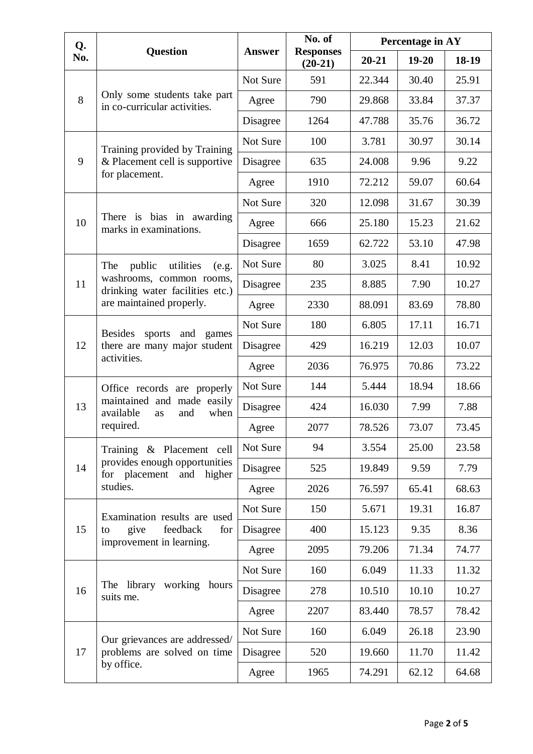| Q. No. | Question | Answer | No. of Responses (20-21) | Percentage in AY | | |
|---|---|---|---|---|---|---|
| | | | | 20-21 | 19-20 | 18-19 |
| 8 | Only some students take part in co-curricular activities. | Not Sure | 591 | 22.344 | 30.40 | 25.91 |
| | | Agree | 790 | 29.868 | 33.84 | 37.37 |
| | | Disagree | 1264 | 47.788 | 35.76 | 36.72 |
| 9 | Training provided by Training & Placement cell is supportive for placement. | Not Sure | 100 | 3.781 | 30.97 | 30.14 |
| | | Disagree | 635 | 24.008 | 9.96 | 9.22 |
| | | Agree | 1910 | 72.212 | 59.07 | 60.64 |
| 10 | There is bias in awarding marks in examinations. | Not Sure | 320 | 12.098 | 31.67 | 30.39 |
| | | Agree | 666 | 25.180 | 15.23 | 21.62 |
| | | Disagree | 1659 | 62.722 | 53.10 | 47.98 |
| 11 | The public utilities (e.g. washrooms, common rooms, drinking water facilities etc.) are maintained properly. | Not Sure | 80 | 3.025 | 8.41 | 10.92 |
| | | Disagree | 235 | 8.885 | 7.90 | 10.27 |
| | | Agree | 2330 | 88.091 | 83.69 | 78.80 |
| 12 | Besides sports and games there are many major student activities. | Not Sure | 180 | 6.805 | 17.11 | 16.71 |
| | | Disagree | 429 | 16.219 | 12.03 | 10.07 |
| | | Agree | 2036 | 76.975 | 70.86 | 73.22 |
| 13 | Office records are properly maintained and made easily available as and when required. | Not Sure | 144 | 5.444 | 18.94 | 18.66 |
| | | Disagree | 424 | 16.030 | 7.99 | 7.88 |
| | | Agree | 2077 | 78.526 | 73.07 | 73.45 |
| 14 | Training & Placement cell provides enough opportunities for placement and higher studies. | Not Sure | 94 | 3.554 | 25.00 | 23.58 |
| | | Disagree | 525 | 19.849 | 9.59 | 7.79 |
| | | Agree | 2026 | 76.597 | 65.41 | 68.63 |
| 15 | Examination results are used to give feedback for improvement in learning. | Not Sure | 150 | 5.671 | 19.31 | 16.87 |
| | | Disagree | 400 | 15.123 | 9.35 | 8.36 |
| | | Agree | 2095 | 79.206 | 71.34 | 74.77 |
| 16 | The library working hours suits me. | Not Sure | 160 | 6.049 | 11.33 | 11.32 |
| | | Disagree | 278 | 10.510 | 10.10 | 10.27 |
| | | Agree | 2207 | 83.440 | 78.57 | 78.42 |
| 17 | Our grievances are addressed/ problems are solved on time by office. | Not Sure | 160 | 6.049 | 26.18 | 23.90 |
| | | Disagree | 520 | 19.660 | 11.70 | 11.42 |
| | | Agree | 1965 | 74.291 | 62.12 | 64.68 |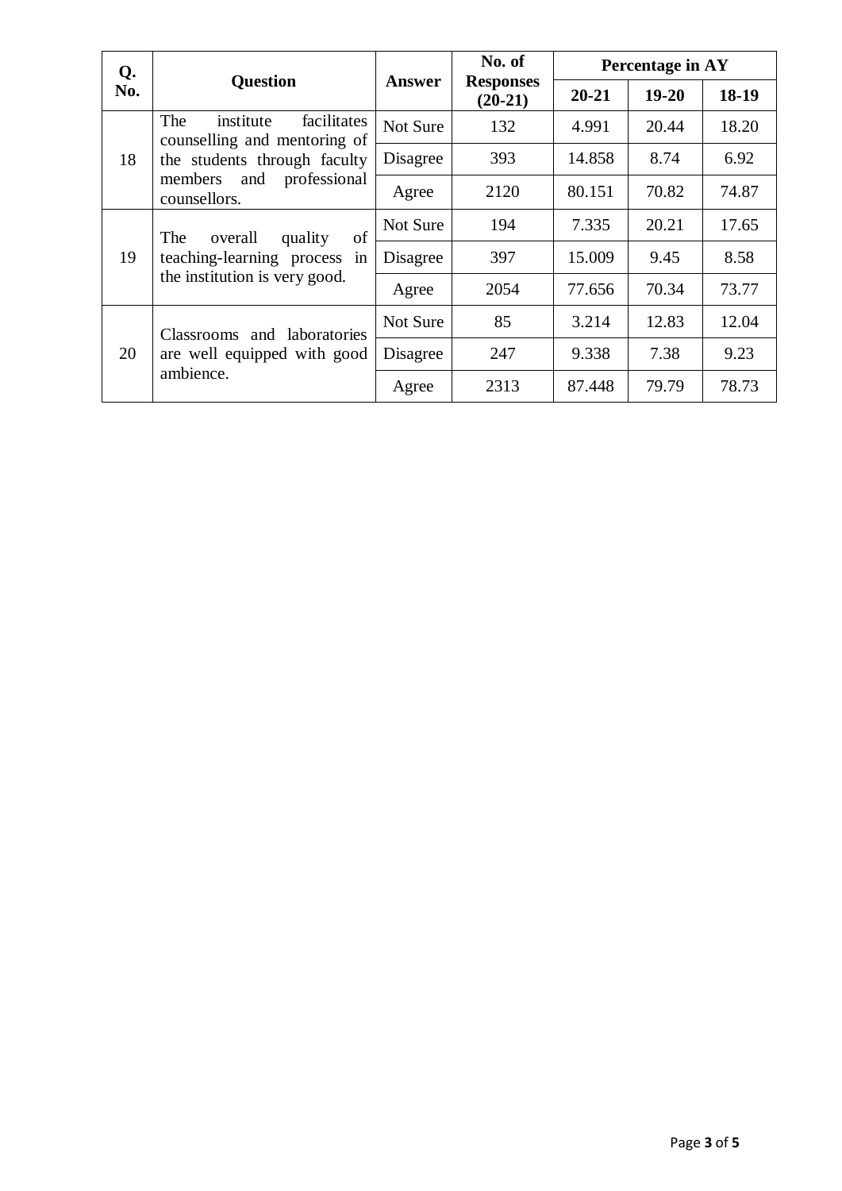| Q. No. | Question | Answer | No. of Responses (20-21) | Percentage in AY | | |
|---|---|---|---|---|---|---|
| | | | | 20-21 | 19-20 | 18-19 |
| 18 | The institute facilitates counselling and mentoring of the students through faculty members and professional counsellors. | Not Sure | 132 | 4.991 | 20.44 | 18.20 |
| | | Disagree | 393 | 14.858 | 8.74 | 6.92 |
| | | Agree | 2120 | 80.151 | 70.82 | 74.87 |
| 19 | The overall quality of teaching-learning process in the institution is very good. | Not Sure | 194 | 7.335 | 20.21 | 17.65 |
| | | Disagree | 397 | 15.009 | 9.45 | 8.58 |
| | | Agree | 2054 | 77.656 | 70.34 | 73.77 |
| 20 | Classrooms and laboratories are well equipped with good ambience. | Not Sure | 85 | 3.214 | 12.83 | 12.04 |
| | | Disagree | 247 | 9.338 | 7.38 | 9.23 |
| | | Agree | 2313 | 87.448 | 79.79 | 78.73 |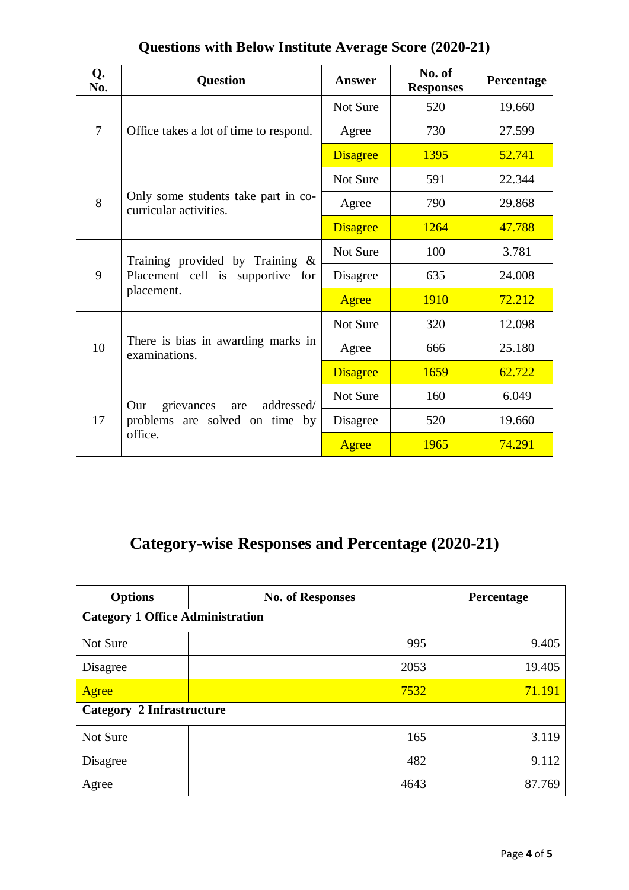## Questions with Below Institute Average Score (2020-21)

| Q. No. | Question | Answer | No. of Responses | Percentage |
|---|---|---|---|---|
| 7 | Office takes a lot of time to respond. | Not Sure | 520 | 19.660 |
| | | Agree | 730 | 27.599 |
| | | Disagree | 1395 | 52.741 |
| 8 | Only some students take part in co-curricular activities. | Not Sure | 591 | 22.344 |
| | | Agree | 790 | 29.868 |
| | | Disagree | 1264 | 47.788 |
| 9 | Training provided by Training & Placement cell is supportive for placement. | Not Sure | 100 | 3.781 |
| | | Disagree | 635 | 24.008 |
| | | Agree | 1910 | 72.212 |
| 10 | There is bias in awarding marks in examinations. | Not Sure | 320 | 12.098 |
| | | Agree | 666 | 25.180 |
| | | Disagree | 1659 | 62.722 |
| 17 | Our grievances are addressed/ problems are solved on time by office. | Not Sure | 160 | 6.049 |
| | | Disagree | 520 | 19.660 |
| | | Agree | 1965 | 74.291 |

## Category-wise Responses and Percentage (2020-21)

| Options | No. of Responses | Percentage |
|---|---|---|
| **Category 1 Office Administration** | | |
| Not Sure | 995 | 9.405 |
| Disagree | 2053 | 19.405 |
| Agree | 7532 | 71.191 |
| **Category 2 Infrastructure** | | |
| Not Sure | 165 | 3.119 |
| Disagree | 482 | 9.112 |
| Agree | 4643 | 87.769 |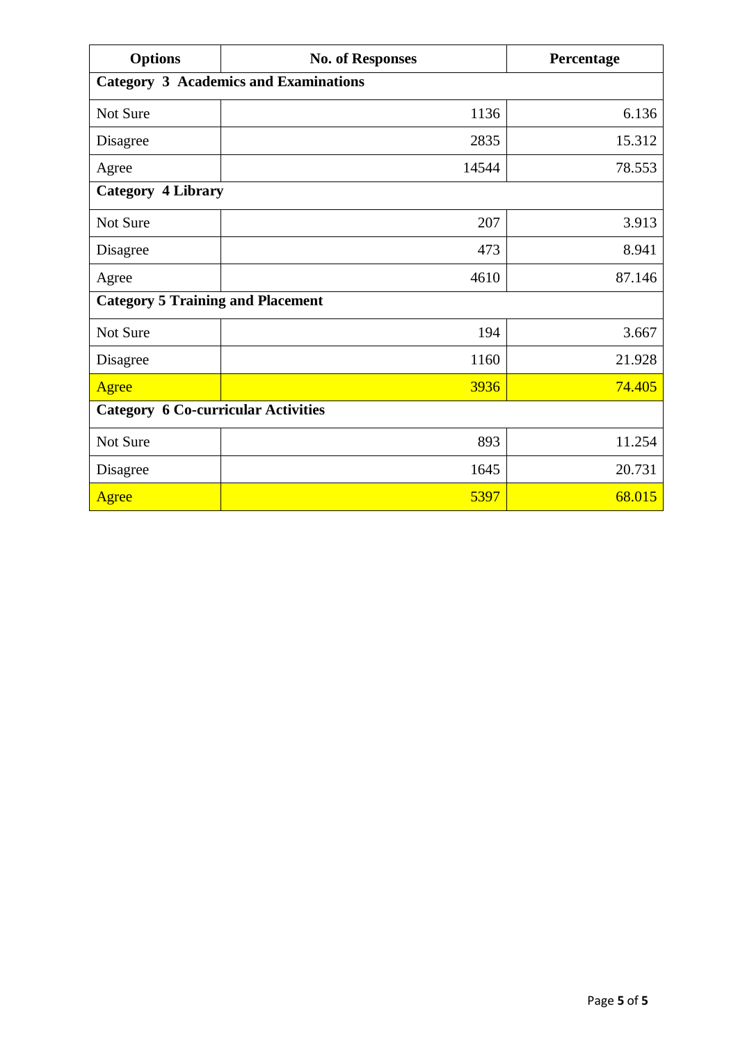| Options | No. of Responses | Percentage |
|---|---|---|
| **Category 3 Academics and Examinations** | | |
| Not Sure | 1136 | 6.136 |
| Disagree | 2835 | 15.312 |
| Agree | 14544 | 78.553 |
| **Category 4 Library** | | |
| Not Sure | 207 | 3.913 |
| Disagree | 473 | 8.941 |
| Agree | 4610 | 87.146 |
| **Category 5 Training and Placement** | | |
| Not Sure | 194 | 3.667 |
| Disagree | 1160 | 21.928 |
| Agree | 3936 | 74.405 |
| **Category 6 Co-curricular Activities** | | |
| Not Sure | 893 | 11.254 |
| Disagree | 1645 | 20.731 |
| Agree | 5397 | 68.015 |